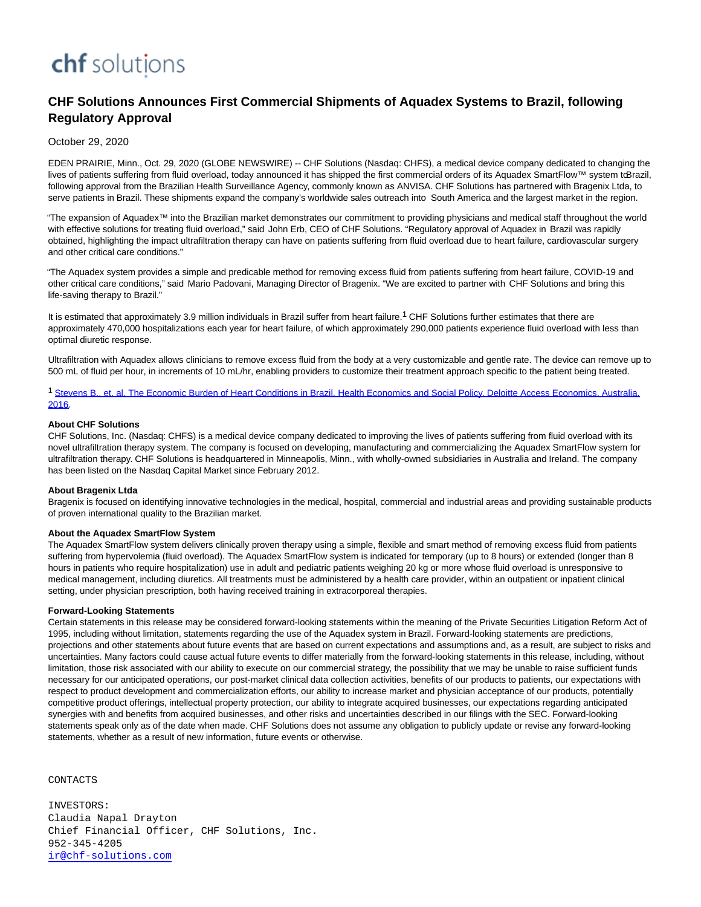chf solutions

# CHF Solutions Announces First Commercial Shipments of Aquadex Systems to Brazil, following Regulatory Approval

October 29, 2020

EDEN PRAIRIE, Minn., Oct. 29, 2020 (GLOBE NEWSWIRE) -- CHF Solutions (Nasdaq: CHFS), a medical device company dedicated to changing the lives of patients suffering from fluid overload, today announced it has shipped the first commercial orders of its Aquadex SmartFlow™ system to Brazil, following approval from the Brazilian Health Surveillance Agency, commonly known as ANVISA. CHF Solutions has partnered with Bragenix Ltda, to serve patients in Brazil. These shipments expand the company's worldwide sales outreach into South America and the largest market in the region.

"The expansion of Aquadex™ into the Brazilian market demonstrates our commitment to providing physicians and medical staff throughout the world with effective solutions for treating fluid overload," said John Erb, CEO of CHF Solutions. "Regulatory approval of Aquadex in Brazil was rapidly obtained, highlighting the impact ultrafiltration therapy can have on patients suffering from fluid overload due to heart failure, cardiovascular surgery and other critical care conditions."

"The Aquadex system provides a simple and predicable method for removing excess fluid from patients suffering from heart failure, COVID-19 and other critical care conditions," said Mario Padovani, Managing Director of Bragenix. "We are excited to partner with CHF Solutions and bring this life-saving therapy to Brazil."

It is estimated that approximately 3.9 million individuals in Brazil suffer from heart failure.[1] CHF Solutions further estimates that there are approximately 470,000 hospitalizations each year for heart failure, of which approximately 290,000 patients experience fluid overload with less than optimal diuretic response.

Ultrafiltration with Aquadex allows clinicians to remove excess fluid from the body at a very customizable and gentle rate. The device can remove up to 500 mL of fluid per hour, in increments of 10 mL/hr, enabling providers to customize their treatment approach specific to the patient being treated.

[1] Stevens B., et. al. The Economic Burden of Heart Conditions in Brazil. Health Economics and Social Policy. Deloitte Access Economics. Australia. 2016.

**About CHF Solutions**
CHF Solutions, Inc. (Nasdaq: CHFS) is a medical device company dedicated to improving the lives of patients suffering from fluid overload with its novel ultrafiltration therapy system. The company is focused on developing, manufacturing and commercializing the Aquadex SmartFlow system for ultrafiltration therapy. CHF Solutions is headquartered in Minneapolis, Minn., with wholly-owned subsidiaries in Australia and Ireland. The company has been listed on the Nasdaq Capital Market since February 2012.

**About Bragenix Ltda**
Bragenix is focused on identifying innovative technologies in the medical, hospital, commercial and industrial areas and providing sustainable products of proven international quality to the Brazilian market.

**About the Aquadex SmartFlow System**
The Aquadex SmartFlow system delivers clinically proven therapy using a simple, flexible and smart method of removing excess fluid from patients suffering from hypervolemia (fluid overload). The Aquadex SmartFlow system is indicated for temporary (up to 8 hours) or extended (longer than 8 hours in patients who require hospitalization) use in adult and pediatric patients weighing 20 kg or more whose fluid overload is unresponsive to medical management, including diuretics. All treatments must be administered by a health care provider, within an outpatient or inpatient clinical setting, under physician prescription, both having received training in extracorporeal therapies.

**Forward-Looking Statements**
Certain statements in this release may be considered forward-looking statements within the meaning of the Private Securities Litigation Reform Act of 1995, including without limitation, statements regarding the use of the Aquadex system in Brazil. Forward-looking statements are predictions, projections and other statements about future events that are based on current expectations and assumptions and, as a result, are subject to risks and uncertainties. Many factors could cause actual future events to differ materially from the forward-looking statements in this release, including, without limitation, those risk associated with our ability to execute on our commercial strategy, the possibility that we may be unable to raise sufficient funds necessary for our anticipated operations, our post-market clinical data collection activities, benefits of our products to patients, our expectations with respect to product development and commercialization efforts, our ability to increase market and physician acceptance of our products, potentially competitive product offerings, intellectual property protection, our ability to integrate acquired businesses, our expectations regarding anticipated synergies with and benefits from acquired businesses, and other risks and uncertainties described in our filings with the SEC. Forward-looking statements speak only as of the date when made. CHF Solutions does not assume any obligation to publicly update or revise any forward-looking statements, whether as a result of new information, future events or otherwise.

CONTACTS

INVESTORS:
Claudia Napal Drayton
Chief Financial Officer, CHF Solutions, Inc.
952-345-4205
ir@chf-solutions.com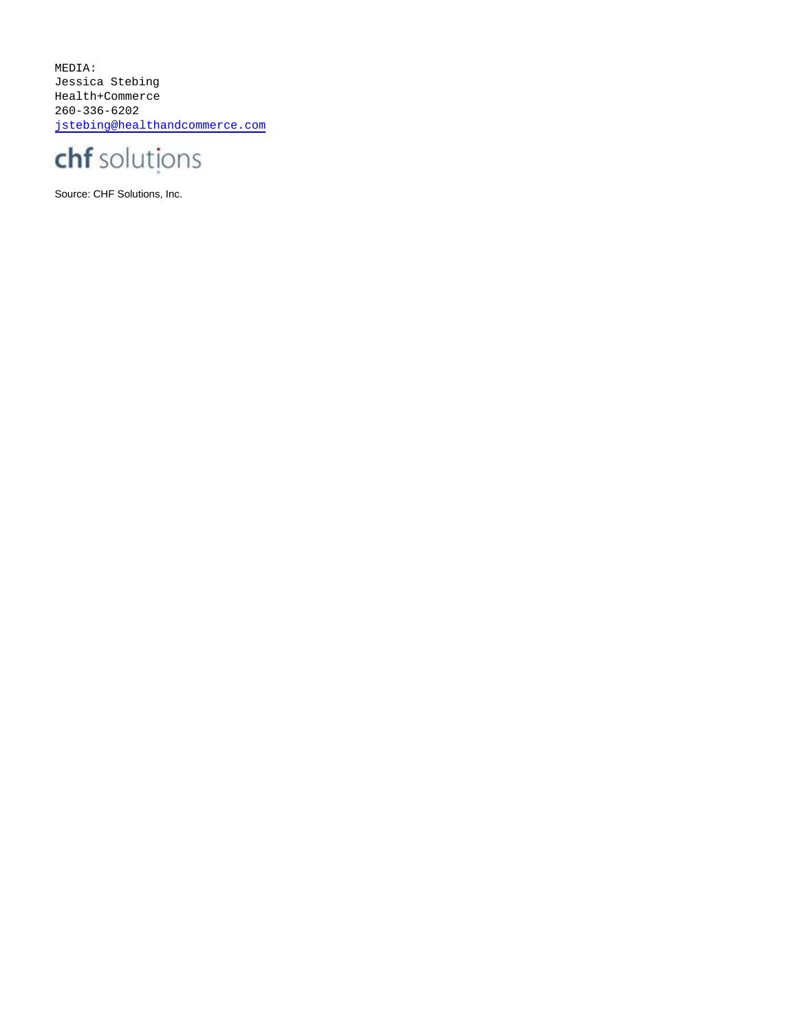MEDIA:
Jessica Stebing
Health+Commerce
260-336-6202
jstebing@healthandcommerce.com

chf solutions

Source: CHF Solutions, Inc.